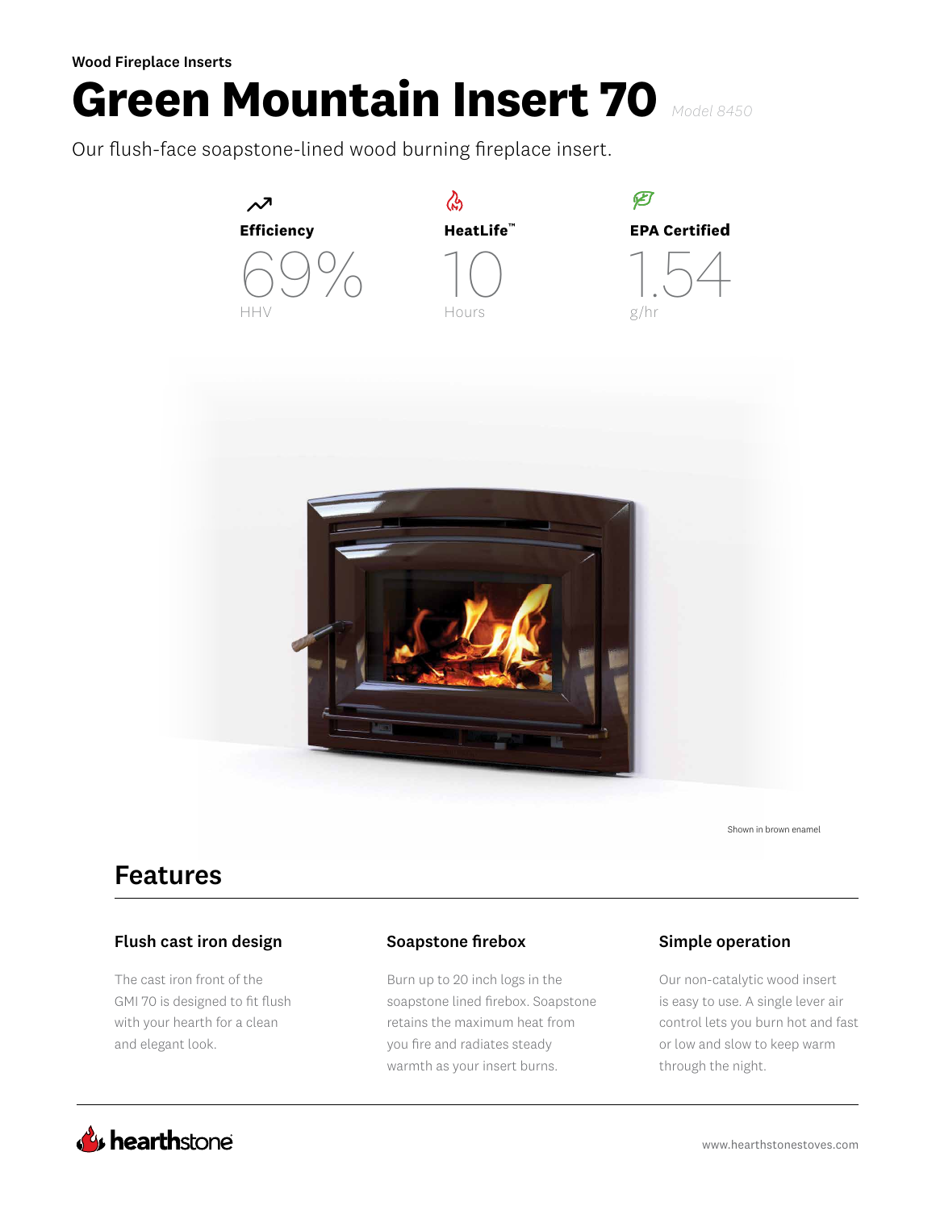Wood Fireplace Inserts

# Green Mountain Insert 70

*Model 8450*

Our flush-face soapstone-lined wood burning fireplace insert.

**Efficiency**

69%

HHV

**HeatLife™**

10

Hours

**EPA Certified**

1.54

g/hr

Shown in brown enamel

## Features

### Flush cast iron design

The cast iron front of the GMI 70 is designed to fit flush with your hearth for a clean and elegant look.

### Soapstone firebox

Burn up to 20 inch logs in the soapstone lined firebox. Soapstone retains the maximum heat from you fire and radiates steady warmth as your insert burns.

### Simple operation

Our non-catalytic wood insert is easy to use. A single lever air control lets you burn hot and fast or low and slow to keep warm through the night.

hearthstone

www.hearthstonestoves.com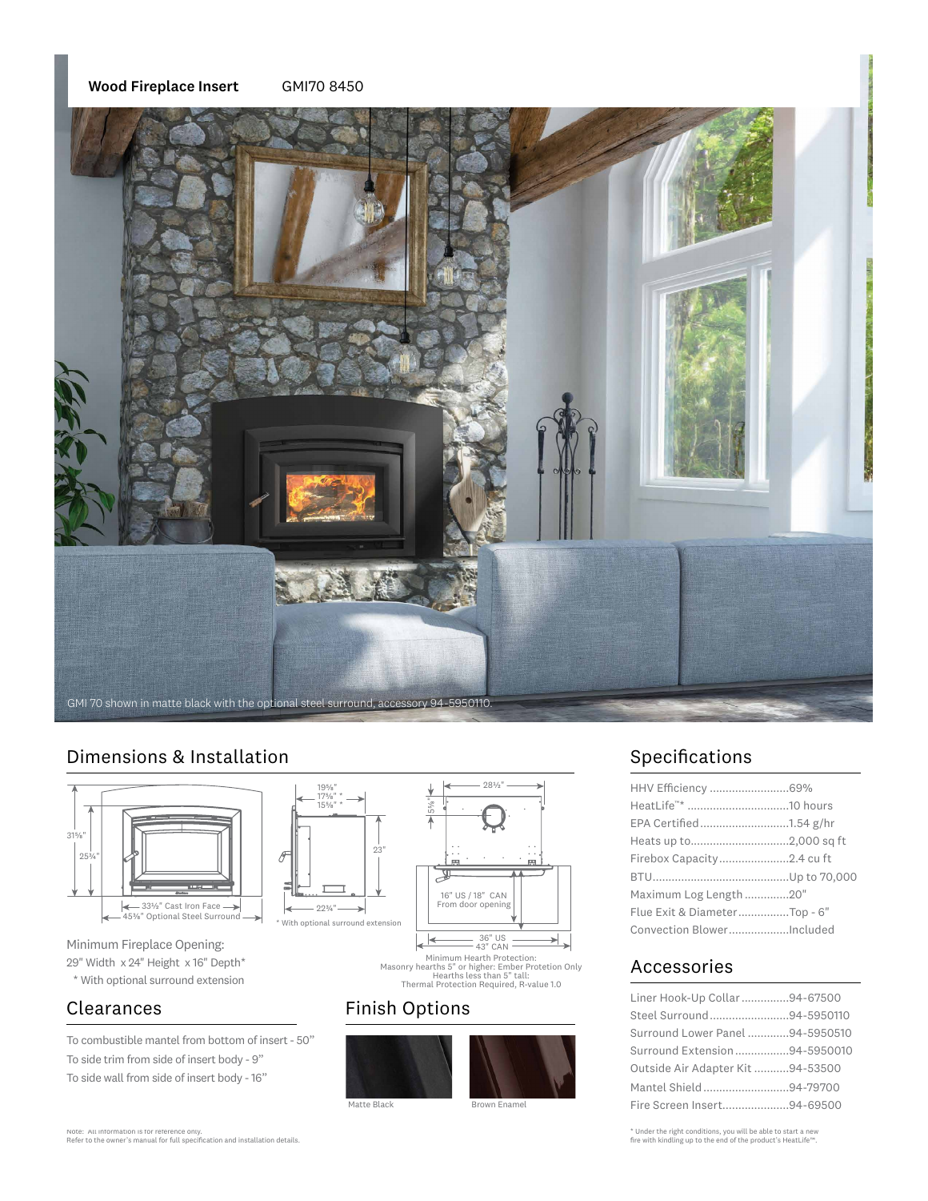**Wood Fireplace Insert** GMI70 8450

GMI 70 shown in matte black with the optional steel surround, accessory 94-5950110.

## Dimensions & Installation

31⅝"
25¾"
33½" Cast Iron Face
45⅜" Optional Steel Surround

19⅝"
17⅝" *
15⅝" *
23"
22¾"
* With optional surround extension

28½"
5⅝"
16" US / 18" CAN
From door opening
36" US
43" CAN

Minimum Fireplace Opening:
29" Width x 24" Height x 16" Depth*
\* With optional surround extension

Minimum Hearth Protection:
Masonry hearths 5" or higher: Ember Protection Only
Hearths less than 5" tall:
Thermal Protection Required, R-value 1.0

## Clearances

To combustible mantel from bottom of insert - 50"
To side trim from side of insert body - 9"
To side wall from side of insert body - 16"

## Finish Options

Matte Black

Brown Enamel

## Specifications

| | |
|---|---|
| HHV Efficiency | 69% |
| HeatLife™* | 10 hours |
| EPA Certified | 1.54 g/hr |
| Heats up to | 2,000 sq ft |
| Firebox Capacity | 2.4 cu ft |
| BTU | Up to 70,000 |
| Maximum Log Length | 20" |
| Flue Exit & Diameter | Top - 6" |
| Convection Blower | Included |

## Accessories

| | |
|---|---|
| Liner Hook-Up Collar | 94-67500 |
| Steel Surround | 94-5950110 |
| Surround Lower Panel | 94-5950510 |
| Surround Extension | 94-5950010 |
| Outside Air Adapter Kit | 94-53500 |
| Mantel Shield | 94-79700 |
| Fire Screen Insert | 94-69500 |

Note: All information is for reference only.
Refer to the owner's manual for full specification and installation details.

\* Under the right conditions, you will be able to start a new fire with kindling up to the end of the product's HeatLife™.